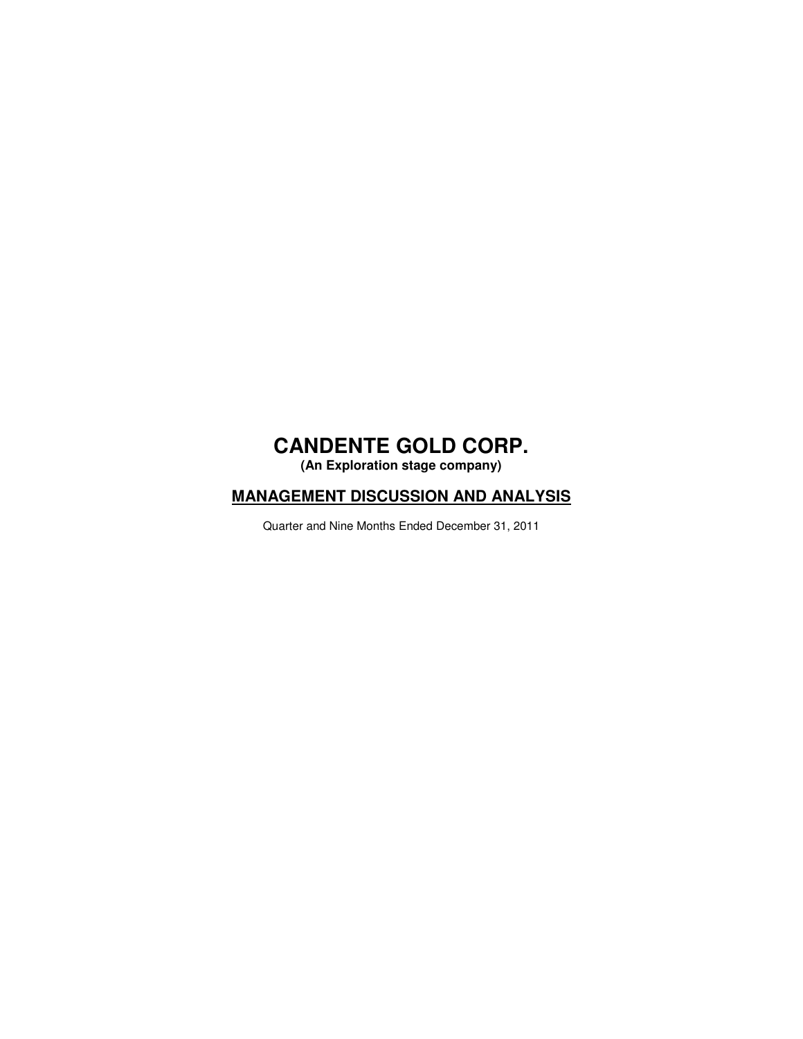# CANDENTE GOLD CORP.

**(An Exploration stage company)**

## MANAGEMENT DISCUSSION AND ANALYSIS

Quarter and Nine Months Ended December 31, 2011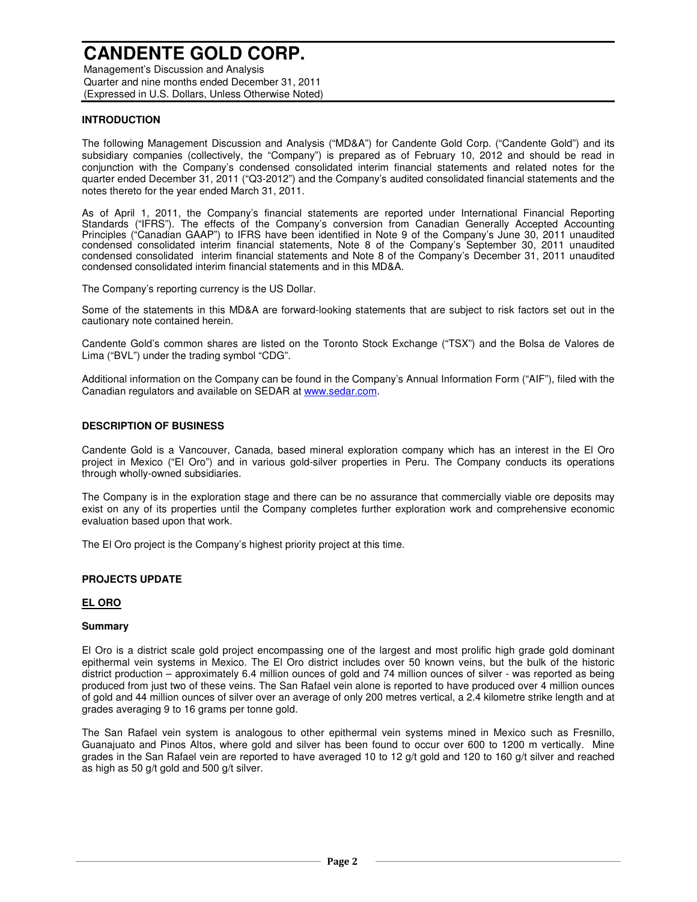# CANDENTE GOLD CORP.

Management's Discussion and Analysis
Quarter and nine months ended December 31, 2011
(Expressed in U.S. Dollars, Unless Otherwise Noted)

## INTRODUCTION

The following Management Discussion and Analysis ("MD&A") for Candente Gold Corp. ("Candente Gold") and its subsidiary companies (collectively, the "Company") is prepared as of February 10, 2012 and should be read in conjunction with the Company's condensed consolidated interim financial statements and related notes for the quarter ended December 31, 2011 ("Q3-2012") and the Company's audited consolidated financial statements and the notes thereto for the year ended March 31, 2011.

As of April 1, 2011, the Company's financial statements are reported under International Financial Reporting Standards ("IFRS"). The effects of the Company's conversion from Canadian Generally Accepted Accounting Principles ("Canadian GAAP") to IFRS have been identified in Note 9 of the Company's June 30, 2011 unaudited condensed consolidated interim financial statements, Note 8 of the Company's September 30, 2011 unaudited condensed consolidated interim financial statements and Note 8 of the Company's December 31, 2011 unaudited condensed consolidated interim financial statements and in this MD&A.

The Company's reporting currency is the US Dollar.

Some of the statements in this MD&A are forward-looking statements that are subject to risk factors set out in the cautionary note contained herein.

Candente Gold's common shares are listed on the Toronto Stock Exchange ("TSX") and the Bolsa de Valores de Lima ("BVL") under the trading symbol "CDG".

Additional information on the Company can be found in the Company's Annual Information Form ("AIF"), filed with the Canadian regulators and available on SEDAR at www.sedar.com.

## DESCRIPTION OF BUSINESS

Candente Gold is a Vancouver, Canada, based mineral exploration company which has an interest in the El Oro project in Mexico ("El Oro") and in various gold-silver properties in Peru. The Company conducts its operations through wholly-owned subsidiaries.

The Company is in the exploration stage and there can be no assurance that commercially viable ore deposits may exist on any of its properties until the Company completes further exploration work and comprehensive economic evaluation based upon that work.

The El Oro project is the Company's highest priority project at this time.

## PROJECTS UPDATE

### EL ORO

#### Summary

El Oro is a district scale gold project encompassing one of the largest and most prolific high grade gold dominant epithermal vein systems in Mexico. The El Oro district includes over 50 known veins, but the bulk of the historic district production – approximately 6.4 million ounces of gold and 74 million ounces of silver - was reported as being produced from just two of these veins. The San Rafael vein alone is reported to have produced over 4 million ounces of gold and 44 million ounces of silver over an average of only 200 metres vertical, a 2.4 kilometre strike length and at grades averaging 9 to 16 grams per tonne gold.

The San Rafael vein system is analogous to other epithermal vein systems mined in Mexico such as Fresnillo, Guanajuato and Pinos Altos, where gold and silver has been found to occur over 600 to 1200 m vertically. Mine grades in the San Rafael vein are reported to have averaged 10 to 12 g/t gold and 120 to 160 g/t silver and reached as high as 50 g/t gold and 500 g/t silver.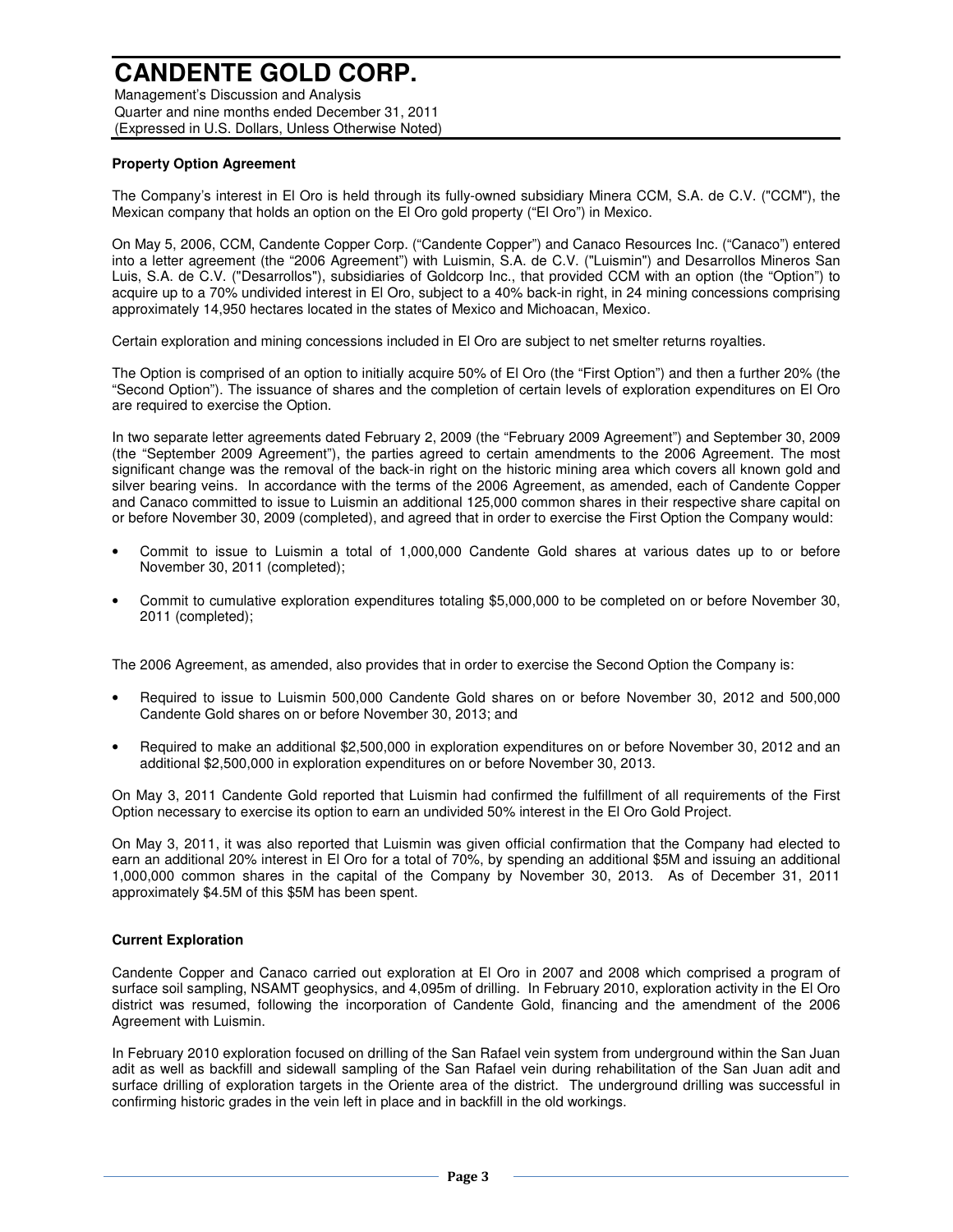**Property Option Agreement**

The Company's interest in El Oro is held through its fully-owned subsidiary Minera CCM, S.A. de C.V. ("CCM"), the Mexican company that holds an option on the El Oro gold property ("El Oro") in Mexico.

On May 5, 2006, CCM, Candente Copper Corp. ("Candente Copper") and Canaco Resources Inc. ("Canaco") entered into a letter agreement (the "2006 Agreement") with Luismin, S.A. de C.V. ("Luismin") and Desarrollos Mineros San Luis, S.A. de C.V. ("Desarrollos"), subsidiaries of Goldcorp Inc., that provided CCM with an option (the "Option") to acquire up to a 70% undivided interest in El Oro, subject to a 40% back-in right, in 24 mining concessions comprising approximately 14,950 hectares located in the states of Mexico and Michoacan, Mexico.

Certain exploration and mining concessions included in El Oro are subject to net smelter returns royalties.

The Option is comprised of an option to initially acquire 50% of El Oro (the "First Option") and then a further 20% (the "Second Option"). The issuance of shares and the completion of certain levels of exploration expenditures on El Oro are required to exercise the Option.

In two separate letter agreements dated February 2, 2009 (the "February 2009 Agreement") and September 30, 2009 (the "September 2009 Agreement"), the parties agreed to certain amendments to the 2006 Agreement. The most significant change was the removal of the back-in right on the historic mining area which covers all known gold and silver bearing veins. In accordance with the terms of the 2006 Agreement, as amended, each of Candente Copper and Canaco committed to issue to Luismin an additional 125,000 common shares in their respective share capital on or before November 30, 2009 (completed), and agreed that in order to exercise the First Option the Company would:

- Commit to issue to Luismin a total of 1,000,000 Candente Gold shares at various dates up to or before November 30, 2011 (completed);
- Commit to cumulative exploration expenditures totaling $5,000,000 to be completed on or before November 30, 2011 (completed);

The 2006 Agreement, as amended, also provides that in order to exercise the Second Option the Company is:

- Required to issue to Luismin 500,000 Candente Gold shares on or before November 30, 2012 and 500,000 Candente Gold shares on or before November 30, 2013; and
- Required to make an additional $2,500,000 in exploration expenditures on or before November 30, 2012 and an additional $2,500,000 in exploration expenditures on or before November 30, 2013.

On May 3, 2011 Candente Gold reported that Luismin had confirmed the fulfillment of all requirements of the First Option necessary to exercise its option to earn an undivided 50% interest in the El Oro Gold Project.

On May 3, 2011, it was also reported that Luismin was given official confirmation that the Company had elected to earn an additional 20% interest in El Oro for a total of 70%, by spending an additional $5M and issuing an additional 1,000,000 common shares in the capital of the Company by November 30, 2013. As of December 31, 2011 approximately $4.5M of this $5M has been spent.

**Current Exploration**

Candente Copper and Canaco carried out exploration at El Oro in 2007 and 2008 which comprised a program of surface soil sampling, NSAMT geophysics, and 4,095m of drilling. In February 2010, exploration activity in the El Oro district was resumed, following the incorporation of Candente Gold, financing and the amendment of the 2006 Agreement with Luismin.

In February 2010 exploration focused on drilling of the San Rafael vein system from underground within the San Juan adit as well as backfill and sidewall sampling of the San Rafael vein during rehabilitation of the San Juan adit and surface drilling of exploration targets in the Oriente area of the district. The underground drilling was successful in confirming historic grades in the vein left in place and in backfill in the old workings.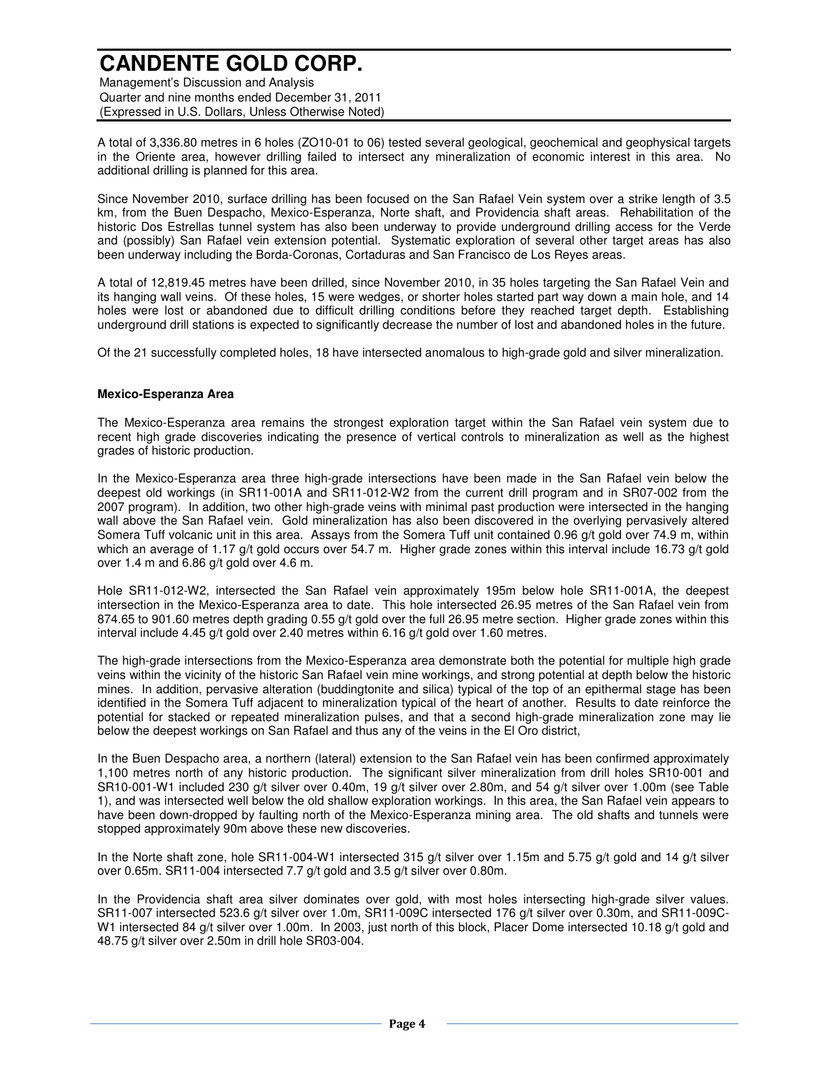A total of 3,336.80 metres in 6 holes (ZO10-01 to 06) tested several geological, geochemical and geophysical targets in the Oriente area, however drilling failed to intersect any mineralization of economic interest in this area. No additional drilling is planned for this area.

Since November 2010, surface drilling has been focused on the San Rafael Vein system over a strike length of 3.5 km, from the Buen Despacho, Mexico-Esperanza, Norte shaft, and Providencia shaft areas. Rehabilitation of the historic Dos Estrellas tunnel system has also been underway to provide underground drilling access for the Verde and (possibly) San Rafael vein extension potential. Systematic exploration of several other target areas has also been underway including the Borda-Coronas, Cortaduras and San Francisco de Los Reyes areas.

A total of 12,819.45 metres have been drilled, since November 2010, in 35 holes targeting the San Rafael Vein and its hanging wall veins. Of these holes, 15 were wedges, or shorter holes started part way down a main hole, and 14 holes were lost or abandoned due to difficult drilling conditions before they reached target depth. Establishing underground drill stations is expected to significantly decrease the number of lost and abandoned holes in the future.

Of the 21 successfully completed holes, 18 have intersected anomalous to high-grade gold and silver mineralization.

**Mexico-Esperanza Area**

The Mexico-Esperanza area remains the strongest exploration target within the San Rafael vein system due to recent high grade discoveries indicating the presence of vertical controls to mineralization as well as the highest grades of historic production.

In the Mexico-Esperanza area three high-grade intersections have been made in the San Rafael vein below the deepest old workings (in SR11-001A and SR11-012-W2 from the current drill program and in SR07-002 from the 2007 program). In addition, two other high-grade veins with minimal past production were intersected in the hanging wall above the San Rafael vein. Gold mineralization has also been discovered in the overlying pervasively altered Somera Tuff volcanic unit in this area. Assays from the Somera Tuff unit contained 0.96 g/t gold over 74.9 m, within which an average of 1.17 g/t gold occurs over 54.7 m. Higher grade zones within this interval include 16.73 g/t gold over 1.4 m and 6.86 g/t gold over 4.6 m.

Hole SR11-012-W2, intersected the San Rafael vein approximately 195m below hole SR11-001A, the deepest intersection in the Mexico-Esperanza area to date. This hole intersected 26.95 metres of the San Rafael vein from 874.65 to 901.60 metres depth grading 0.55 g/t gold over the full 26.95 metre section. Higher grade zones within this interval include 4.45 g/t gold over 2.40 metres within 6.16 g/t gold over 1.60 metres.

The high-grade intersections from the Mexico-Esperanza area demonstrate both the potential for multiple high grade veins within the vicinity of the historic San Rafael vein mine workings, and strong potential at depth below the historic mines. In addition, pervasive alteration (buddingtonite and silica) typical of the top of an epithermal stage has been identified in the Somera Tuff adjacent to mineralization typical of the heart of another. Results to date reinforce the potential for stacked or repeated mineralization pulses, and that a second high-grade mineralization zone may lie below the deepest workings on San Rafael and thus any of the veins in the El Oro district,

In the Buen Despacho area, a northern (lateral) extension to the San Rafael vein has been confirmed approximately 1,100 metres north of any historic production. The significant silver mineralization from drill holes SR10-001 and SR10-001-W1 included 230 g/t silver over 0.40m, 19 g/t silver over 2.80m, and 54 g/t silver over 1.00m (see Table 1), and was intersected well below the old shallow exploration workings. In this area, the San Rafael vein appears to have been down-dropped by faulting north of the Mexico-Esperanza mining area. The old shafts and tunnels were stopped approximately 90m above these new discoveries.

In the Norte shaft zone, hole SR11-004-W1 intersected 315 g/t silver over 1.15m and 5.75 g/t gold and 14 g/t silver over 0.65m. SR11-004 intersected 7.7 g/t gold and 3.5 g/t silver over 0.80m.

In the Providencia shaft area silver dominates over gold, with most holes intersecting high-grade silver values. SR11-007 intersected 523.6 g/t silver over 1.0m, SR11-009C intersected 176 g/t silver over 0.30m, and SR11-009C-W1 intersected 84 g/t silver over 1.00m. In 2003, just north of this block, Placer Dome intersected 10.18 g/t gold and 48.75 g/t silver over 2.50m in drill hole SR03-004.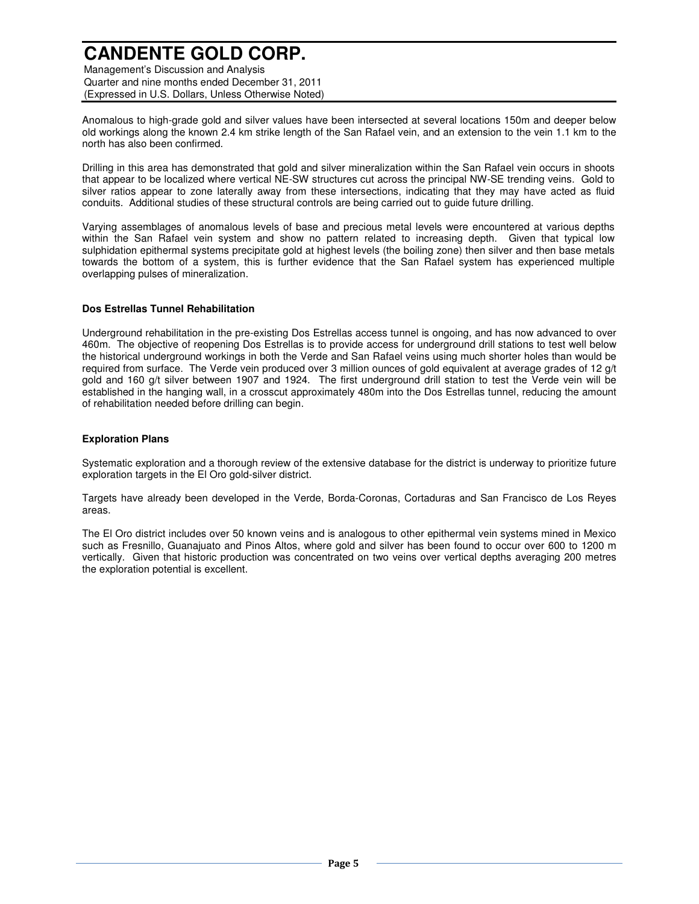Anomalous to high-grade gold and silver values have been intersected at several locations 150m and deeper below old workings along the known 2.4 km strike length of the San Rafael vein, and an extension to the vein 1.1 km to the north has also been confirmed.

Drilling in this area has demonstrated that gold and silver mineralization within the San Rafael vein occurs in shoots that appear to be localized where vertical NE-SW structures cut across the principal NW-SE trending veins. Gold to silver ratios appear to zone laterally away from these intersections, indicating that they may have acted as fluid conduits. Additional studies of these structural controls are being carried out to guide future drilling.

Varying assemblages of anomalous levels of base and precious metal levels were encountered at various depths within the San Rafael vein system and show no pattern related to increasing depth. Given that typical low sulphidation epithermal systems precipitate gold at highest levels (the boiling zone) then silver and then base metals towards the bottom of a system, this is further evidence that the San Rafael system has experienced multiple overlapping pulses of mineralization.

**Dos Estrellas Tunnel Rehabilitation**

Underground rehabilitation in the pre-existing Dos Estrellas access tunnel is ongoing, and has now advanced to over 460m. The objective of reopening Dos Estrellas is to provide access for underground drill stations to test well below the historical underground workings in both the Verde and San Rafael veins using much shorter holes than would be required from surface. The Verde vein produced over 3 million ounces of gold equivalent at average grades of 12 g/t gold and 160 g/t silver between 1907 and 1924. The first underground drill station to test the Verde vein will be established in the hanging wall, in a crosscut approximately 480m into the Dos Estrellas tunnel, reducing the amount of rehabilitation needed before drilling can begin.

**Exploration Plans**

Systematic exploration and a thorough review of the extensive database for the district is underway to prioritize future exploration targets in the El Oro gold-silver district.

Targets have already been developed in the Verde, Borda-Coronas, Cortaduras and San Francisco de Los Reyes areas.

The El Oro district includes over 50 known veins and is analogous to other epithermal vein systems mined in Mexico such as Fresnillo, Guanajuato and Pinos Altos, where gold and silver has been found to occur over 600 to 1200 m vertically. Given that historic production was concentrated on two veins over vertical depths averaging 200 metres the exploration potential is excellent.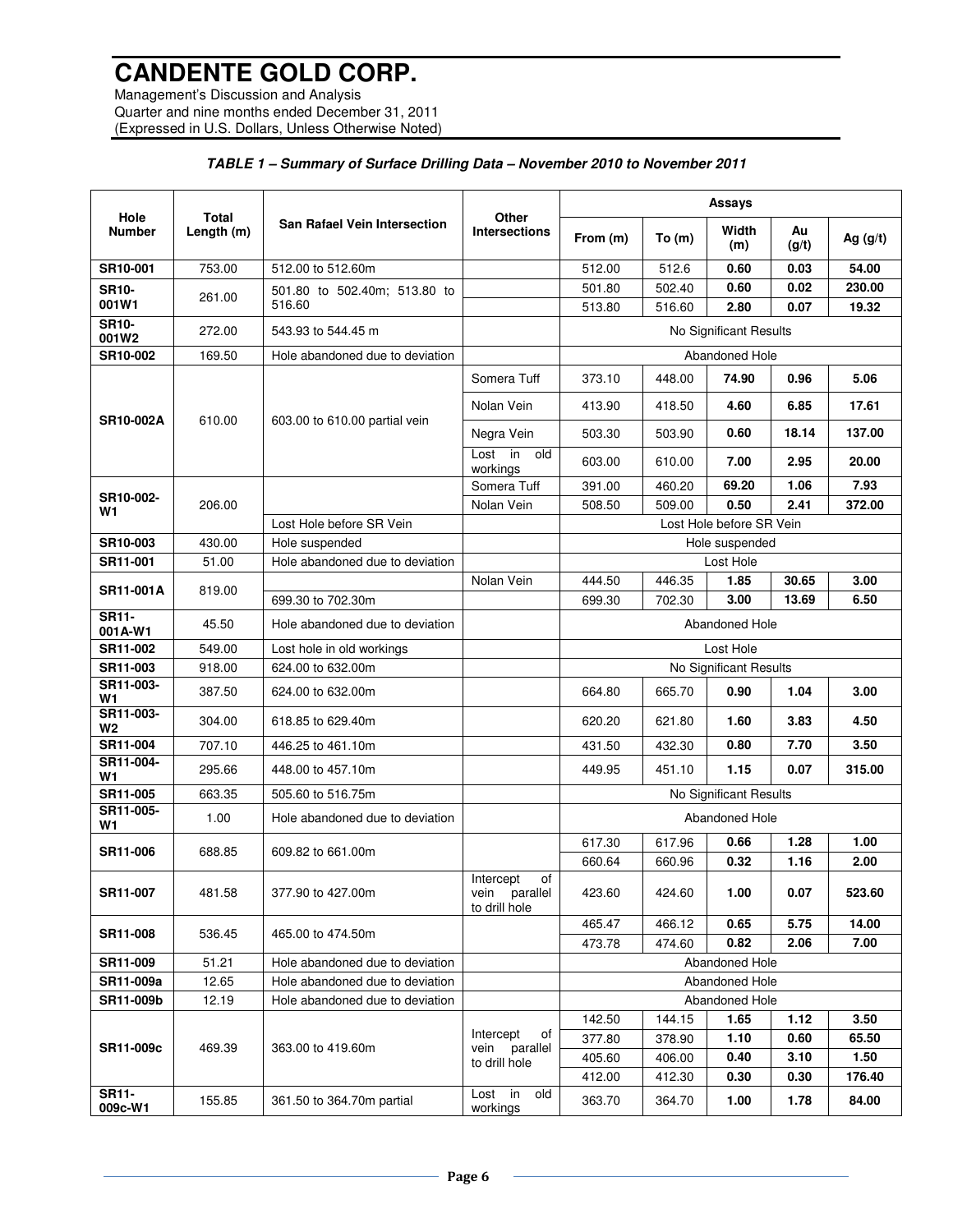# CANDENTE GOLD CORP.

Management's Discussion and Analysis
Quarter and nine months ended December 31, 2011
(Expressed in U.S. Dollars, Unless Otherwise Noted)

***TABLE 1 – Summary of Surface Drilling Data – November 2010 to November 2011***

| Hole Number | Total Length (m) | San Rafael Vein Intersection | Other Intersections | Assays | | | | |
|---|---|---|---|---|---|---|---|---|
| | | | | From (m) | To (m) | Width (m) | Au (g/t) | Ag (g/t) |
| **SR10-001** | 753.00 | 512.00 to 512.60m | | 512.00 | 512.6 | **0.60** | **0.03** | **54.00** |
| **SR10-001W1** | 261.00 | 501.80 to 502.40m; 513.80 to 516.60 | | 501.80 | 502.40 | **0.60** | **0.02** | **230.00** |
| | | | | 513.80 | 516.60 | **2.80** | **0.07** | **19.32** |
| **SR10-001W2** | 272.00 | 543.93 to 544.45 m | | No Significant Results | | | | |
| **SR10-002** | 169.50 | Hole abandoned due to deviation | | Abandoned Hole | | | | |
| **SR10-002A** | 610.00 | 603.00 to 610.00 partial vein | Somera Tuff | 373.10 | 448.00 | **74.90** | **0.96** | **5.06** |
| | | | Nolan Vein | 413.90 | 418.50 | **4.60** | **6.85** | **17.61** |
| | | | Negra Vein | 503.30 | 503.90 | **0.60** | **18.14** | **137.00** |
| | | | Lost in old workings | 603.00 | 610.00 | **7.00** | **2.95** | **20.00** |
| **SR10-002-W1** | 206.00 | | Somera Tuff | 391.00 | 460.20 | **69.20** | **1.06** | **7.93** |
| | | | Nolan Vein | 508.50 | 509.00 | **0.50** | **2.41** | **372.00** |
| | | Lost Hole before SR Vein | | Lost Hole before SR Vein | | | | |
| **SR10-003** | 430.00 | Hole suspended | | Hole suspended | | | | |
| **SR11-001** | 51.00 | Hole abandoned due to deviation | | Lost Hole | | | | |
| **SR11-001A** | 819.00 | | Nolan Vein | 444.50 | 446.35 | **1.85** | **30.65** | **3.00** |
| | | 699.30 to 702.30m | | 699.30 | 702.30 | **3.00** | **13.69** | **6.50** |
| **SR11-001A-W1** | 45.50 | Hole abandoned due to deviation | | Abandoned Hole | | | | |
| **SR11-002** | 549.00 | Lost hole in old workings | | Lost Hole | | | | |
| **SR11-003** | 918.00 | 624.00 to 632.00m | | No Significant Results | | | | |
| **SR11-003-W1** | 387.50 | 624.00 to 632.00m | | 664.80 | 665.70 | **0.90** | **1.04** | **3.00** |
| **SR11-003-W2** | 304.00 | 618.85 to 629.40m | | 620.20 | 621.80 | **1.60** | **3.83** | **4.50** |
| **SR11-004** | 707.10 | 446.25 to 461.10m | | 431.50 | 432.30 | **0.80** | **7.70** | **3.50** |
| **SR11-004-W1** | 295.66 | 448.00 to 457.10m | | 449.95 | 451.10 | **1.15** | **0.07** | **315.00** |
| **SR11-005** | 663.35 | 505.60 to 516.75m | | No Significant Results | | | | |
| **SR11-005-W1** | 1.00 | Hole abandoned due to deviation | | Abandoned Hole | | | | |
| **SR11-006** | 688.85 | 609.82 to 661.00m | | 617.30 | 617.96 | **0.66** | **1.28** | **1.00** |
| | | | | 660.64 | 660.96 | **0.32** | **1.16** | **2.00** |
| **SR11-007** | 481.58 | 377.90 to 427.00m | Intercept of vein parallel to drill hole | 423.60 | 424.60 | **1.00** | **0.07** | **523.60** |
| **SR11-008** | 536.45 | 465.00 to 474.50m | | 465.47 | 466.12 | **0.65** | **5.75** | **14.00** |
| | | | | 473.78 | 474.60 | **0.82** | **2.06** | **7.00** |
| **SR11-009** | 51.21 | Hole abandoned due to deviation | | Abandoned Hole | | | | |
| **SR11-009a** | 12.65 | Hole abandoned due to deviation | | Abandoned Hole | | | | |
| **SR11-009b** | 12.19 | Hole abandoned due to deviation | | Abandoned Hole | | | | |
| **SR11-009c** | 469.39 | 363.00 to 419.60m | Intercept of vein parallel to drill hole | 142.50 | 144.15 | **1.65** | **1.12** | **3.50** |
| | | | | 377.80 | 378.90 | **1.10** | **0.60** | **65.50** |
| | | | | 405.60 | 406.00 | **0.40** | **3.10** | **1.50** |
| | | | | 412.00 | 412.30 | **0.30** | **0.30** | **176.40** |
| **SR11-009c-W1** | 155.85 | 361.50 to 364.70m partial | Lost in old workings | 363.70 | 364.70 | **1.00** | **1.78** | **84.00** |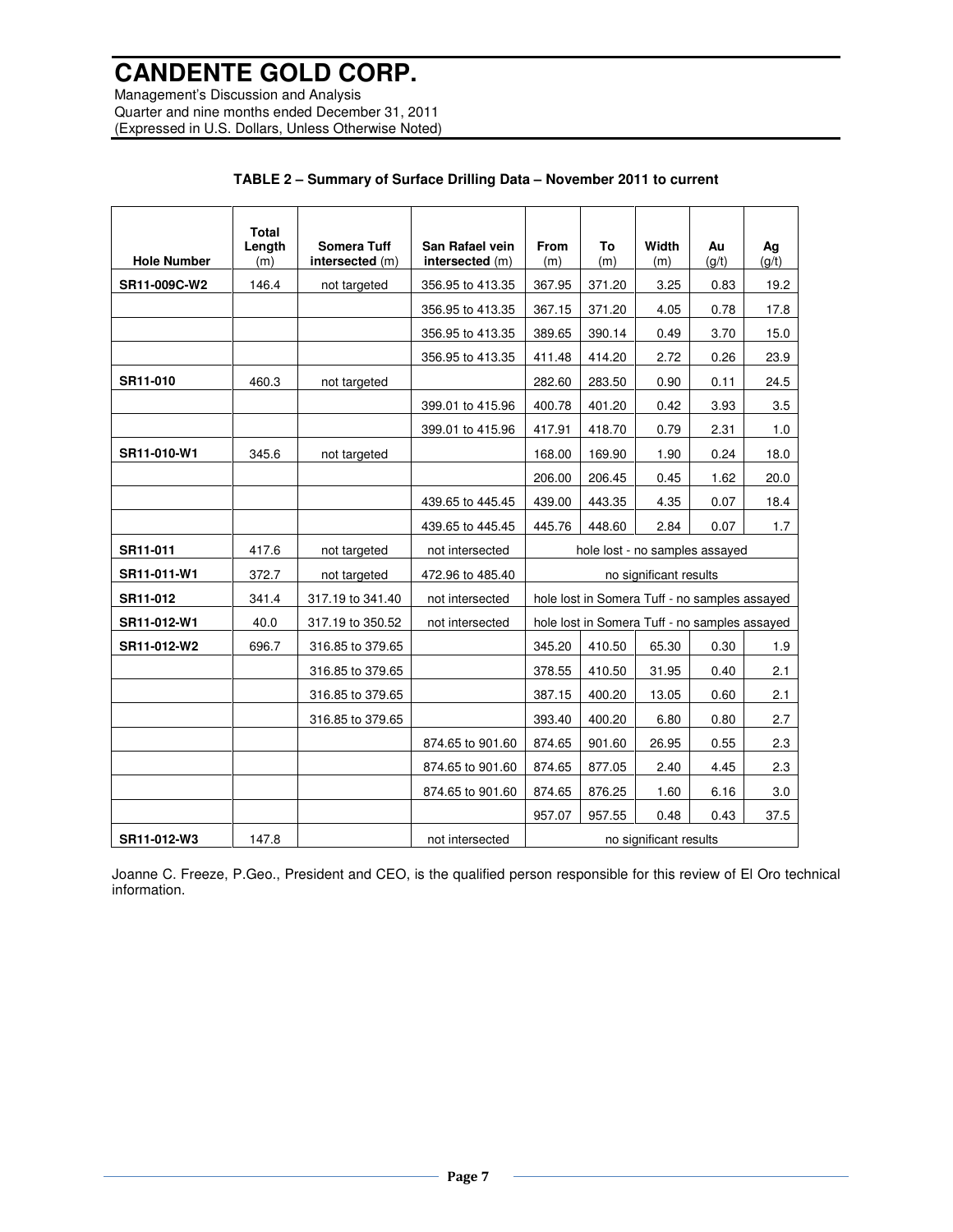**TABLE 2 – Summary of Surface Drilling Data – November 2011 to current**

| Hole Number | Total Length (m) | Somera Tuff intersected (m) | San Rafael vein intersected (m) | From (m) | To (m) | Width (m) | Au (g/t) | Ag (g/t) |
|---|---|---|---|---|---|---|---|---|
| **SR11-009C-W2** | 146.4 | not targeted | 356.95 to 413.35 | 367.95 | 371.20 | 3.25 | 0.83 | 19.2 |
| | | | 356.95 to 413.35 | 367.15 | 371.20 | 4.05 | 0.78 | 17.8 |
| | | | 356.95 to 413.35 | 389.65 | 390.14 | 0.49 | 3.70 | 15.0 |
| | | | 356.95 to 413.35 | 411.48 | 414.20 | 2.72 | 0.26 | 23.9 |
| **SR11-010** | 460.3 | not targeted | | 282.60 | 283.50 | 0.90 | 0.11 | 24.5 |
| | | | 399.01 to 415.96 | 400.78 | 401.20 | 0.42 | 3.93 | 3.5 |
| | | | 399.01 to 415.96 | 417.91 | 418.70 | 0.79 | 2.31 | 1.0 |
| **SR11-010-W1** | 345.6 | not targeted | | 168.00 | 169.90 | 1.90 | 0.24 | 18.0 |
| | | | | 206.00 | 206.45 | 0.45 | 1.62 | 20.0 |
| | | | 439.65 to 445.45 | 439.00 | 443.35 | 4.35 | 0.07 | 18.4 |
| | | | 439.65 to 445.45 | 445.76 | 448.60 | 2.84 | 0.07 | 1.7 |
| **SR11-011** | 417.6 | not targeted | not intersected | hole lost - no samples assayed | | | | |
| **SR11-011-W1** | 372.7 | not targeted | 472.96 to 485.40 | no significant results | | | | |
| **SR11-012** | 341.4 | 317.19 to 341.40 | not intersected | hole lost in Somera Tuff - no samples assayed | | | | |
| **SR11-012-W1** | 40.0 | 317.19 to 350.52 | not intersected | hole lost in Somera Tuff - no samples assayed | | | | |
| **SR11-012-W2** | 696.7 | 316.85 to 379.65 | | 345.20 | 410.50 | 65.30 | 0.30 | 1.9 |
| | | 316.85 to 379.65 | | 378.55 | 410.50 | 31.95 | 0.40 | 2.1 |
| | | 316.85 to 379.65 | | 387.15 | 400.20 | 13.05 | 0.60 | 2.1 |
| | | 316.85 to 379.65 | | 393.40 | 400.20 | 6.80 | 0.80 | 2.7 |
| | | | 874.65 to 901.60 | 874.65 | 901.60 | 26.95 | 0.55 | 2.3 |
| | | | 874.65 to 901.60 | 874.65 | 877.05 | 2.40 | 4.45 | 2.3 |
| | | | 874.65 to 901.60 | 874.65 | 876.25 | 1.60 | 6.16 | 3.0 |
| | | | | 957.07 | 957.55 | 0.48 | 0.43 | 37.5 |
| **SR11-012-W3** | 147.8 | | not intersected | no significant results | | | | |

Joanne C. Freeze, P.Geo., President and CEO, is the qualified person responsible for this review of El Oro technical information.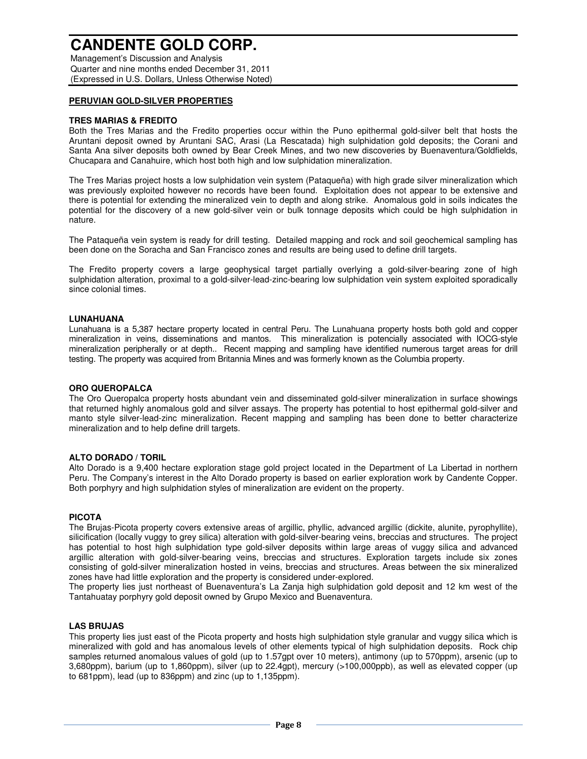## PERUVIAN GOLD-SILVER PROPERTIES

### TRES MARIAS & FREDITO

Both the Tres Marias and the Fredito properties occur within the Puno epithermal gold-silver belt that hosts the Aruntani deposit owned by Aruntani SAC, Arasi (La Rescatada) high sulphidation gold deposits; the Corani and Santa Ana silver deposits both owned by Bear Creek Mines, and two new discoveries by Buenaventura/Goldfields, Chucapara and Canahuire, which host both high and low sulphidation mineralization.

The Tres Marias project hosts a low sulphidation vein system (Pataqueña) with high grade silver mineralization which was previously exploited however no records have been found. Exploitation does not appear to be extensive and there is potential for extending the mineralized vein to depth and along strike. Anomalous gold in soils indicates the potential for the discovery of a new gold-silver vein or bulk tonnage deposits which could be high sulphidation in nature.

The Pataqueña vein system is ready for drill testing. Detailed mapping and rock and soil geochemical sampling has been done on the Soracha and San Francisco zones and results are being used to define drill targets.

The Fredito property covers a large geophysical target partially overlying a gold-silver-bearing zone of high sulphidation alteration, proximal to a gold-silver-lead-zinc-bearing low sulphidation vein system exploited sporadically since colonial times.

### LUNAHUANA

Lunahuana is a 5,387 hectare property located in central Peru. The Lunahuana property hosts both gold and copper mineralization in veins, disseminations and mantos. This mineralization is potencially associated with IOCG-style mineralization peripherally or at depth.. Recent mapping and sampling have identified numerous target areas for drill testing. The property was acquired from Britannia Mines and was formerly known as the Columbia property.

### ORO QUEROPALCA

The Oro Queropalca property hosts abundant vein and disseminated gold-silver mineralization in surface showings that returned highly anomalous gold and silver assays. The property has potential to host epithermal gold-silver and manto style silver-lead-zinc mineralization. Recent mapping and sampling has been done to better characterize mineralization and to help define drill targets.

### ALTO DORADO / TORIL

Alto Dorado is a 9,400 hectare exploration stage gold project located in the Department of La Libertad in northern Peru. The Company's interest in the Alto Dorado property is based on earlier exploration work by Candente Copper. Both porphyry and high sulphidation styles of mineralization are evident on the property.

### PICOTA

The Brujas-Picota property covers extensive areas of argillic, phyllic, advanced argillic (dickite, alunite, pyrophyllite), silicification (locally vuggy to grey silica) alteration with gold-silver-bearing veins, breccias and structures. The project has potential to host high sulphidation type gold-silver deposits within large areas of vuggy silica and advanced argillic alteration with gold-silver-bearing veins, breccias and structures. Exploration targets include six zones consisting of gold-silver mineralization hosted in veins, breccias and structures. Areas between the six mineralized zones have had little exploration and the property is considered under-explored.

The property lies just northeast of Buenaventura's La Zanja high sulphidation gold deposit and 12 km west of the Tantahuatay porphyry gold deposit owned by Grupo Mexico and Buenaventura.

### LAS BRUJAS

This property lies just east of the Picota property and hosts high sulphidation style granular and vuggy silica which is mineralized with gold and has anomalous levels of other elements typical of high sulphidation deposits. Rock chip samples returned anomalous values of gold (up to 1.57gpt over 10 meters), antimony (up to 570ppm), arsenic (up to 3,680ppm), barium (up to 1,860ppm), silver (up to 22.4gpt), mercury (>100,000ppb), as well as elevated copper (up to 681ppm), lead (up to 836ppm) and zinc (up to 1,135ppm).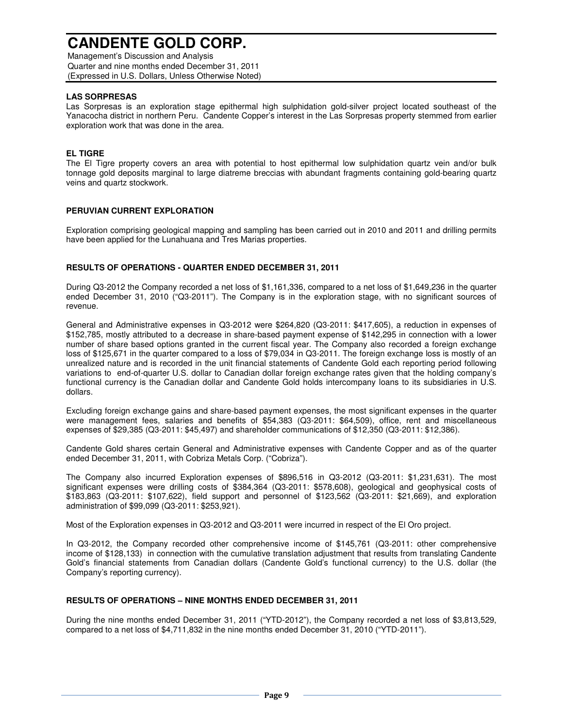**LAS SORPRESAS**

Las Sorpresas is an exploration stage epithermal high sulphidation gold-silver project located southeast of the Yanacocha district in northern Peru. Candente Copper's interest in the Las Sorpresas property stemmed from earlier exploration work that was done in the area.

**EL TIGRE**

The El Tigre property covers an area with potential to host epithermal low sulphidation quartz vein and/or bulk tonnage gold deposits marginal to large diatreme breccias with abundant fragments containing gold-bearing quartz veins and quartz stockwork.

**PERUVIAN CURRENT EXPLORATION**

Exploration comprising geological mapping and sampling has been carried out in 2010 and 2011 and drilling permits have been applied for the Lunahuana and Tres Marias properties.

**RESULTS OF OPERATIONS - QUARTER ENDED DECEMBER 31, 2011**

During Q3-2012 the Company recorded a net loss of $1,161,336, compared to a net loss of $1,649,236 in the quarter ended December 31, 2010 ("Q3-2011"). The Company is in the exploration stage, with no significant sources of revenue.

General and Administrative expenses in Q3-2012 were $264,820 (Q3-2011: $417,605), a reduction in expenses of $152,785, mostly attributed to a decrease in share-based payment expense of $142,295 in connection with a lower number of share based options granted in the current fiscal year. The Company also recorded a foreign exchange loss of $125,671 in the quarter compared to a loss of $79,034 in Q3-2011. The foreign exchange loss is mostly of an unrealized nature and is recorded in the unit financial statements of Candente Gold each reporting period following variations to end-of-quarter U.S. dollar to Canadian dollar foreign exchange rates given that the holding company's functional currency is the Canadian dollar and Candente Gold holds intercompany loans to its subsidiaries in U.S. dollars.

Excluding foreign exchange gains and share-based payment expenses, the most significant expenses in the quarter were management fees, salaries and benefits of $54,383 (Q3-2011: $64,509), office, rent and miscellaneous expenses of $29,385 (Q3-2011: $45,497) and shareholder communications of $12,350 (Q3-2011: $12,386).

Candente Gold shares certain General and Administrative expenses with Candente Copper and as of the quarter ended December 31, 2011, with Cobriza Metals Corp. ("Cobriza").

The Company also incurred Exploration expenses of $896,516 in Q3-2012 (Q3-2011: $1,231,631). The most significant expenses were drilling costs of $384,364 (Q3-2011: $578,608), geological and geophysical costs of $183,863 (Q3-2011: $107,622), field support and personnel of $123,562 (Q3-2011: $21,669), and exploration administration of $99,099 (Q3-2011: $253,921).

Most of the Exploration expenses in Q3-2012 and Q3-2011 were incurred in respect of the El Oro project.

In Q3-2012, the Company recorded other comprehensive income of $145,761 (Q3-2011: other comprehensive income of $128,133) in connection with the cumulative translation adjustment that results from translating Candente Gold's financial statements from Canadian dollars (Candente Gold's functional currency) to the U.S. dollar (the Company's reporting currency).

**RESULTS OF OPERATIONS – NINE MONTHS ENDED DECEMBER 31, 2011**

During the nine months ended December 31, 2011 ("YTD-2012"), the Company recorded a net loss of $3,813,529, compared to a net loss of $4,711,832 in the nine months ended December 31, 2010 ("YTD-2011").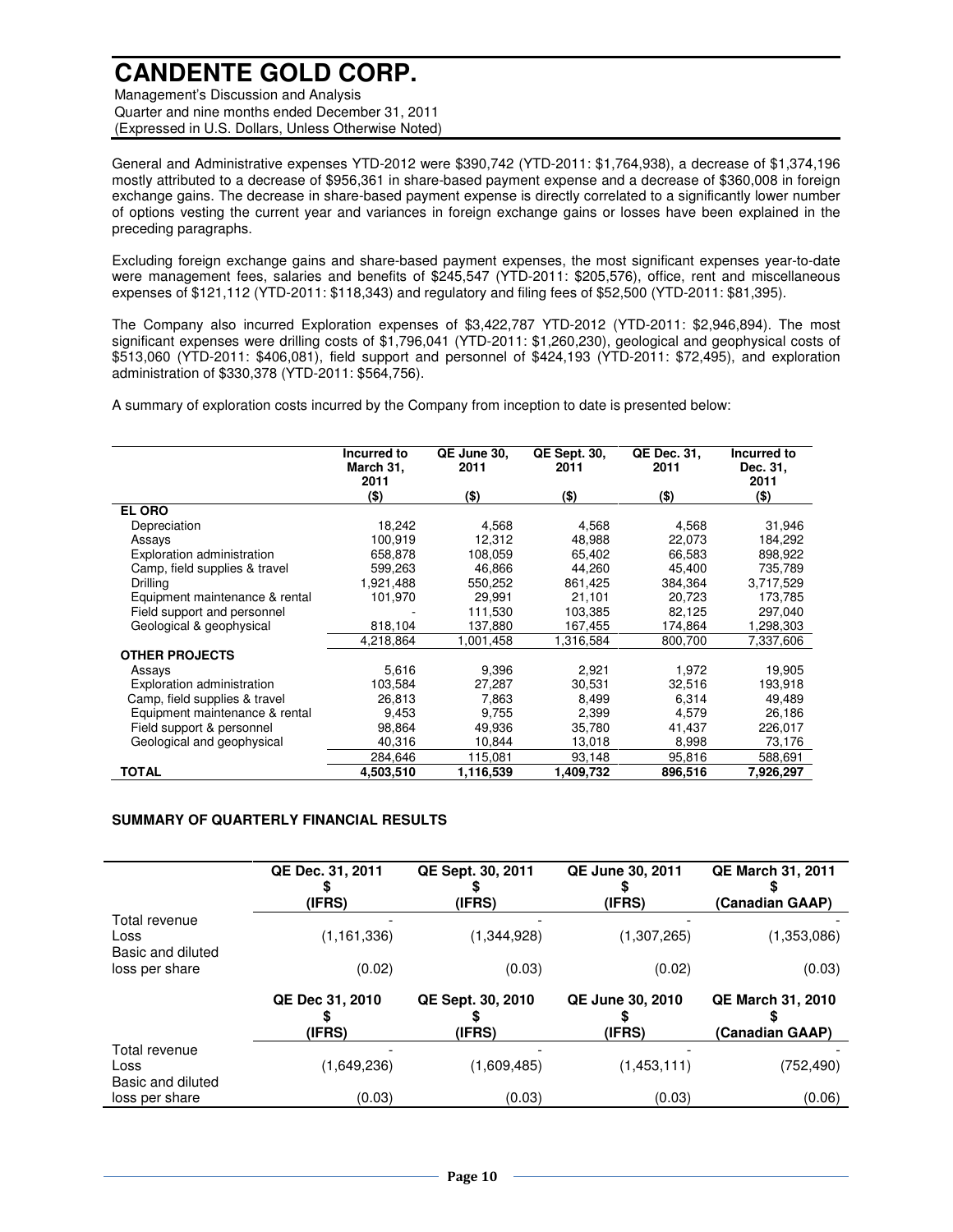General and Administrative expenses YTD-2012 were $390,742 (YTD-2011: $1,764,938), a decrease of $1,374,196 mostly attributed to a decrease of $956,361 in share-based payment expense and a decrease of $360,008 in foreign exchange gains. The decrease in share-based payment expense is directly correlated to a significantly lower number of options vesting the current year and variances in foreign exchange gains or losses have been explained in the preceding paragraphs.

Excluding foreign exchange gains and share-based payment expenses, the most significant expenses year-to-date were management fees, salaries and benefits of $245,547 (YTD-2011: $205,576), office, rent and miscellaneous expenses of $121,112 (YTD-2011: $118,343) and regulatory and filing fees of $52,500 (YTD-2011: $81,395).

The Company also incurred Exploration expenses of $3,422,787 YTD-2012 (YTD-2011: $2,946,894). The most significant expenses were drilling costs of $1,796,041 (YTD-2011: $1,260,230), geological and geophysical costs of $513,060 (YTD-2011: $406,081), field support and personnel of $424,193 (YTD-2011: $72,495), and exploration administration of $330,378 (YTD-2011: $564,756).

A summary of exploration costs incurred by the Company from inception to date is presented below:

| | Incurred to March 31, 2011 ($) | QE June 30, 2011 ($) | QE Sept. 30, 2011 ($) | QE Dec. 31, 2011 ($) | Incurred to Dec. 31, 2011 ($) |
|---|---|---|---|---|---|
| **EL ORO** | | | | | |
| Depreciation | 18,242 | 4,568 | 4,568 | 4,568 | 31,946 |
| Assays | 100,919 | 12,312 | 48,988 | 22,073 | 184,292 |
| Exploration administration | 658,878 | 108,059 | 65,402 | 66,583 | 898,922 |
| Camp, field supplies & travel | 599,263 | 46,866 | 44,260 | 45,400 | 735,789 |
| Drilling | 1,921,488 | 550,252 | 861,425 | 384,364 | 3,717,529 |
| Equipment maintenance & rental | 101,970 | 29,991 | 21,101 | 20,723 | 173,785 |
| Field support and personnel | - | 111,530 | 103,385 | 82,125 | 297,040 |
| Geological & geophysical | 818,104 | 137,880 | 167,455 | 174,864 | 1,298,303 |
| | 4,218,864 | 1,001,458 | 1,316,584 | 800,700 | 7,337,606 |
| **OTHER PROJECTS** | | | | | |
| Assays | 5,616 | 9,396 | 2,921 | 1,972 | 19,905 |
| Exploration administration | 103,584 | 27,287 | 30,531 | 32,516 | 193,918 |
| Camp, field supplies & travel | 26,813 | 7,863 | 8,499 | 6,314 | 49,489 |
| Equipment maintenance & rental | 9,453 | 9,755 | 2,399 | 4,579 | 26,186 |
| Field support & personnel | 98,864 | 49,936 | 35,780 | 41,437 | 226,017 |
| Geological and geophysical | 40,316 | 10,844 | 13,018 | 8,998 | 73,176 |
| | 284,646 | 115,081 | 93,148 | 95,816 | 588,691 |
| **TOTAL** | **4,503,510** | **1,116,539** | **1,409,732** | **896,516** | **7,926,297** |

## SUMMARY OF QUARTERLY FINANCIAL RESULTS

| | QE Dec. 31, 2011 $ (IFRS) | QE Sept. 30, 2011 $ (IFRS) | QE June 30, 2011 $ (IFRS) | QE March 31, 2011 $ (Canadian GAAP) |
|---|---|---|---|---|
| Total revenue | - | - | - | - |
| Loss | (1,161,336) | (1,344,928) | (1,307,265) | (1,353,086) |
| Basic and diluted loss per share | (0.02) | (0.03) | (0.02) | (0.03) |

| | QE Dec 31, 2010 $ (IFRS) | QE Sept. 30, 2010 $ (IFRS) | QE June 30, 2010 $ (IFRS) | QE March 31, 2010 $ (Canadian GAAP) |
|---|---|---|---|---|
| Total revenue | - | - | - | - |
| Loss | (1,649,236) | (1,609,485) | (1,453,111) | (752,490) |
| Basic and diluted loss per share | (0.03) | (0.03) | (0.03) | (0.06) |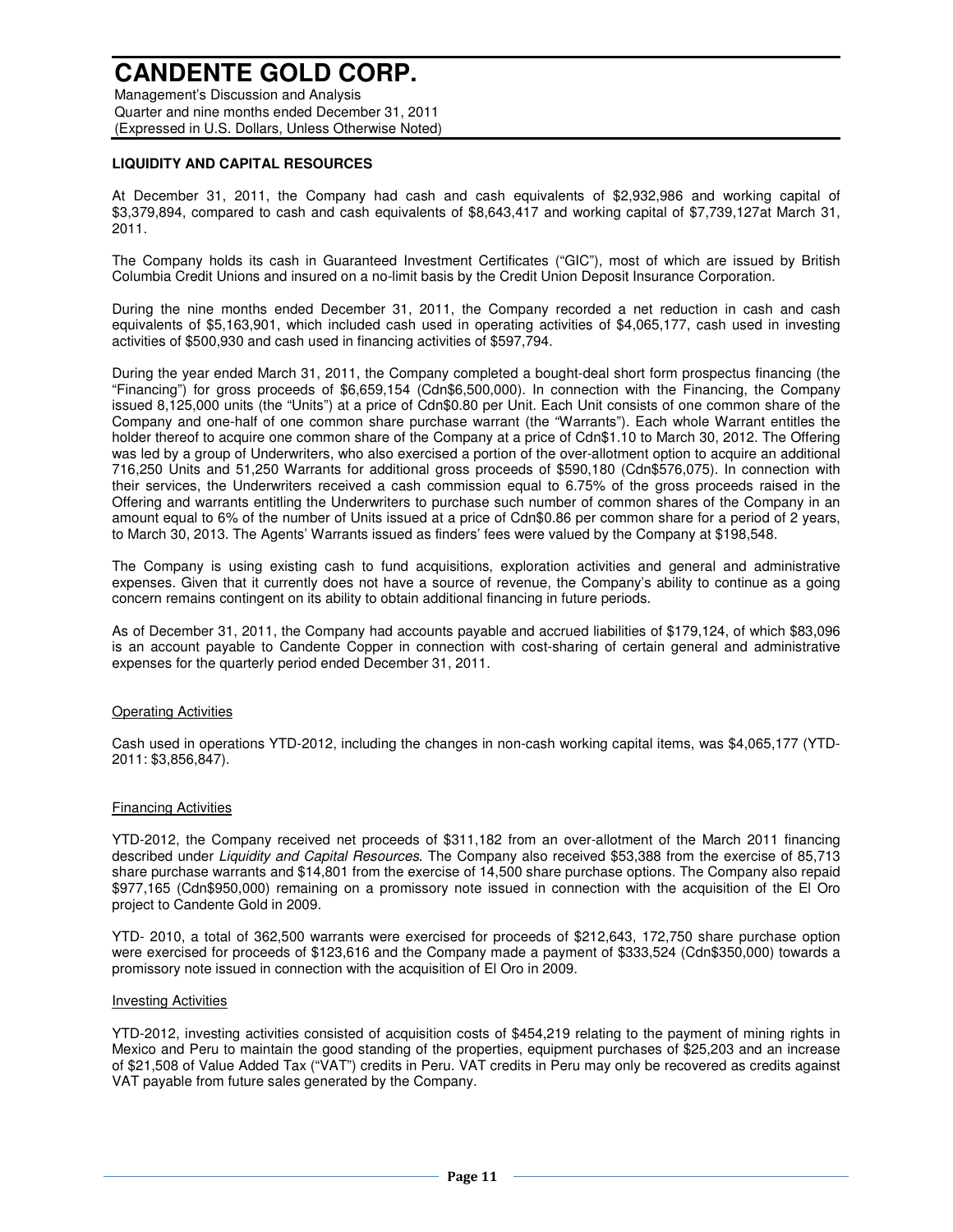## LIQUIDITY AND CAPITAL RESOURCES

At December 31, 2011, the Company had cash and cash equivalents of $2,932,986 and working capital of $3,379,894, compared to cash and cash equivalents of $8,643,417 and working capital of $7,739,127at March 31, 2011.

The Company holds its cash in Guaranteed Investment Certificates ("GIC"), most of which are issued by British Columbia Credit Unions and insured on a no-limit basis by the Credit Union Deposit Insurance Corporation.

During the nine months ended December 31, 2011, the Company recorded a net reduction in cash and cash equivalents of $5,163,901, which included cash used in operating activities of $4,065,177, cash used in investing activities of $500,930 and cash used in financing activities of $597,794.

During the year ended March 31, 2011, the Company completed a bought-deal short form prospectus financing (the "Financing") for gross proceeds of $6,659,154 (Cdn$6,500,000). In connection with the Financing, the Company issued 8,125,000 units (the "Units") at a price of Cdn$0.80 per Unit. Each Unit consists of one common share of the Company and one-half of one common share purchase warrant (the "Warrants"). Each whole Warrant entitles the holder thereof to acquire one common share of the Company at a price of Cdn$1.10 to March 30, 2012. The Offering was led by a group of Underwriters, who also exercised a portion of the over-allotment option to acquire an additional 716,250 Units and 51,250 Warrants for additional gross proceeds of $590,180 (Cdn$576,075). In connection with their services, the Underwriters received a cash commission equal to 6.75% of the gross proceeds raised in the Offering and warrants entitling the Underwriters to purchase such number of common shares of the Company in an amount equal to 6% of the number of Units issued at a price of Cdn$0.86 per common share for a period of 2 years, to March 30, 2013. The Agents' Warrants issued as finders' fees were valued by the Company at $198,548.

The Company is using existing cash to fund acquisitions, exploration activities and general and administrative expenses. Given that it currently does not have a source of revenue, the Company's ability to continue as a going concern remains contingent on its ability to obtain additional financing in future periods.

As of December 31, 2011, the Company had accounts payable and accrued liabilities of $179,124, of which $83,096 is an account payable to Candente Copper in connection with cost-sharing of certain general and administrative expenses for the quarterly period ended December 31, 2011.

### Operating Activities

Cash used in operations YTD-2012, including the changes in non-cash working capital items, was $4,065,177 (YTD-2011: $3,856,847).

### Financing Activities

YTD-2012, the Company received net proceeds of $311,182 from an over-allotment of the March 2011 financing described under *Liquidity and Capital Resources*. The Company also received $53,388 from the exercise of 85,713 share purchase warrants and $14,801 from the exercise of 14,500 share purchase options. The Company also repaid $977,165 (Cdn$950,000) remaining on a promissory note issued in connection with the acquisition of the El Oro project to Candente Gold in 2009.

YTD- 2010, a total of 362,500 warrants were exercised for proceeds of $212,643, 172,750 share purchase option were exercised for proceeds of $123,616 and the Company made a payment of $333,524 (Cdn$350,000) towards a promissory note issued in connection with the acquisition of El Oro in 2009.

### Investing Activities

YTD-2012, investing activities consisted of acquisition costs of $454,219 relating to the payment of mining rights in Mexico and Peru to maintain the good standing of the properties, equipment purchases of $25,203 and an increase of $21,508 of Value Added Tax ("VAT") credits in Peru. VAT credits in Peru may only be recovered as credits against VAT payable from future sales generated by the Company.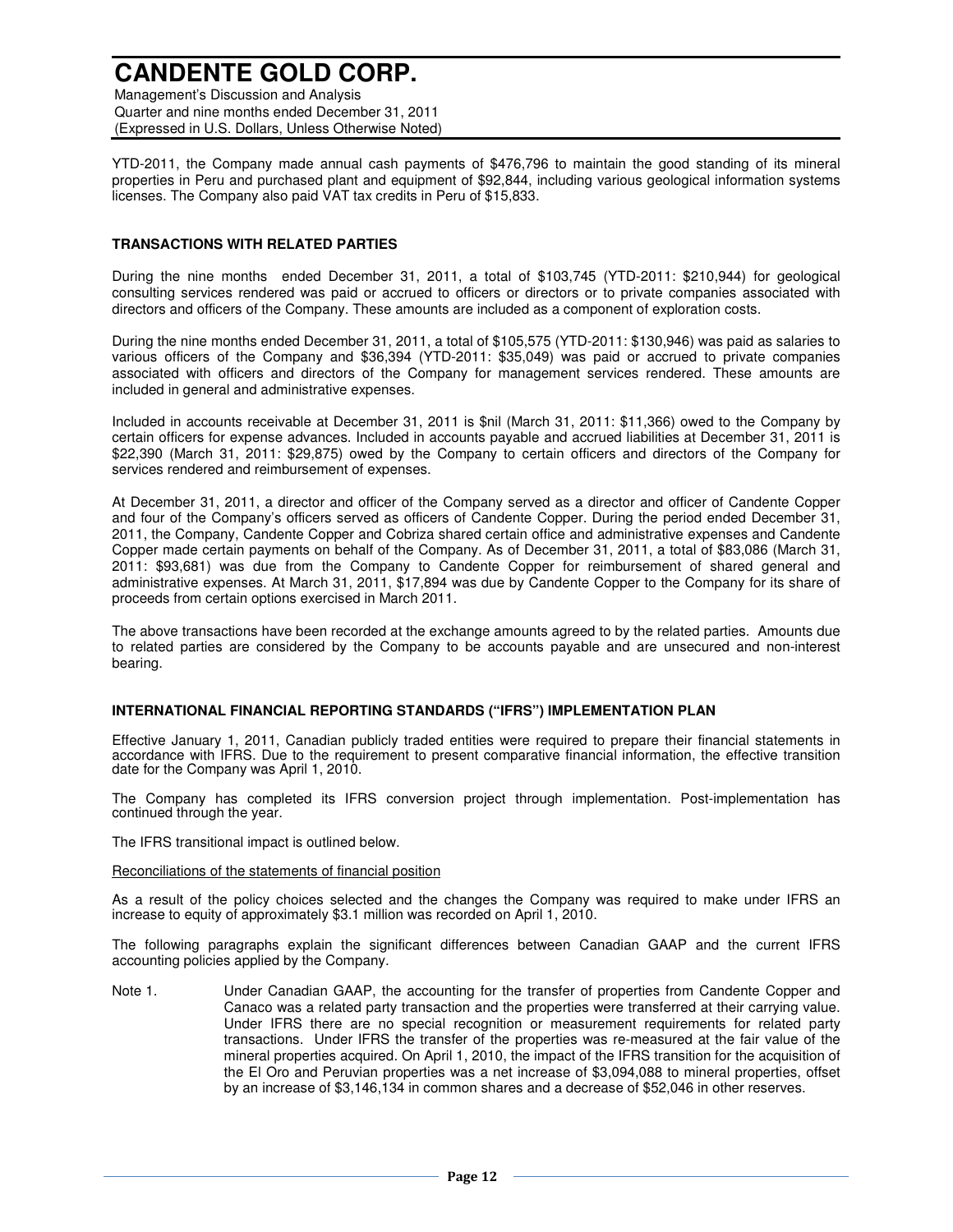YTD-2011, the Company made annual cash payments of $476,796 to maintain the good standing of its mineral properties in Peru and purchased plant and equipment of $92,844, including various geological information systems licenses. The Company also paid VAT tax credits in Peru of $15,833.

**TRANSACTIONS WITH RELATED PARTIES**

During the nine months ended December 31, 2011, a total of $103,745 (YTD-2011: $210,944) for geological consulting services rendered was paid or accrued to officers or directors or to private companies associated with directors and officers of the Company. These amounts are included as a component of exploration costs.

During the nine months ended December 31, 2011, a total of $105,575 (YTD-2011: $130,946) was paid as salaries to various officers of the Company and $36,394 (YTD-2011: $35,049) was paid or accrued to private companies associated with officers and directors of the Company for management services rendered. These amounts are included in general and administrative expenses.

Included in accounts receivable at December 31, 2011 is $nil (March 31, 2011: $11,366) owed to the Company by certain officers for expense advances. Included in accounts payable and accrued liabilities at December 31, 2011 is $22,390 (March 31, 2011: $29,875) owed by the Company to certain officers and directors of the Company for services rendered and reimbursement of expenses.

At December 31, 2011, a director and officer of the Company served as a director and officer of Candente Copper and four of the Company's officers served as officers of Candente Copper. During the period ended December 31, 2011, the Company, Candente Copper and Cobriza shared certain office and administrative expenses and Candente Copper made certain payments on behalf of the Company. As of December 31, 2011, a total of $83,086 (March 31, 2011: $93,681) was due from the Company to Candente Copper for reimbursement of shared general and administrative expenses. At March 31, 2011, $17,894 was due by Candente Copper to the Company for its share of proceeds from certain options exercised in March 2011.

The above transactions have been recorded at the exchange amounts agreed to by the related parties. Amounts due to related parties are considered by the Company to be accounts payable and are unsecured and non-interest bearing.

**INTERNATIONAL FINANCIAL REPORTING STANDARDS ("IFRS") IMPLEMENTATION PLAN**

Effective January 1, 2011, Canadian publicly traded entities were required to prepare their financial statements in accordance with IFRS. Due to the requirement to present comparative financial information, the effective transition date for the Company was April 1, 2010.

The Company has completed its IFRS conversion project through implementation. Post-implementation has continued through the year.

The IFRS transitional impact is outlined below.

Reconciliations of the statements of financial position

As a result of the policy choices selected and the changes the Company was required to make under IFRS an increase to equity of approximately $3.1 million was recorded on April 1, 2010.

The following paragraphs explain the significant differences between Canadian GAAP and the current IFRS accounting policies applied by the Company.

Note 1. Under Canadian GAAP, the accounting for the transfer of properties from Candente Copper and Canaco was a related party transaction and the properties were transferred at their carrying value. Under IFRS there are no special recognition or measurement requirements for related party transactions. Under IFRS the transfer of the properties was re-measured at the fair value of the mineral properties acquired. On April 1, 2010, the impact of the IFRS transition for the acquisition of the El Oro and Peruvian properties was a net increase of $3,094,088 to mineral properties, offset by an increase of $3,146,134 in common shares and a decrease of $52,046 in other reserves.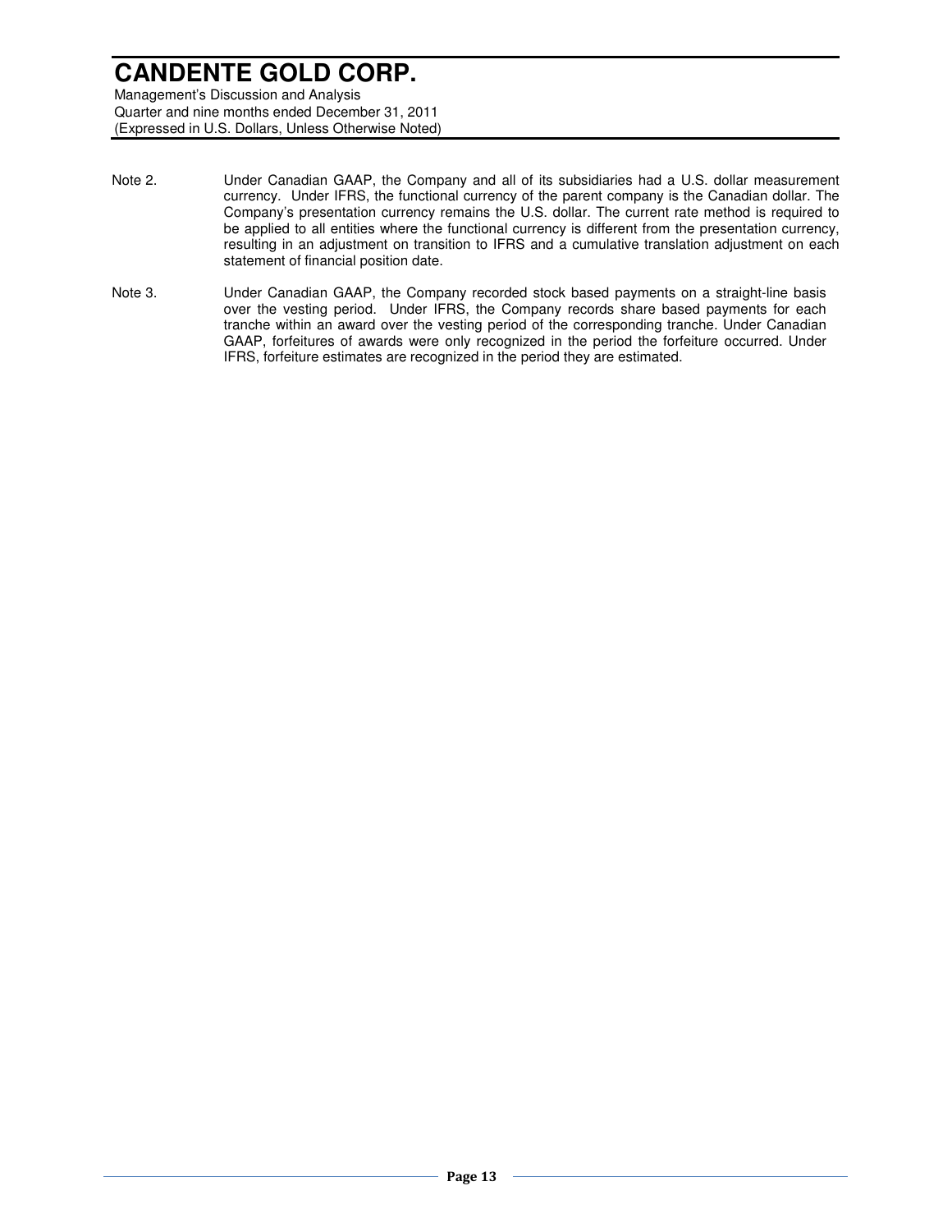Note 2. Under Canadian GAAP, the Company and all of its subsidiaries had a U.S. dollar measurement currency. Under IFRS, the functional currency of the parent company is the Canadian dollar. The Company's presentation currency remains the U.S. dollar. The current rate method is required to be applied to all entities where the functional currency is different from the presentation currency, resulting in an adjustment on transition to IFRS and a cumulative translation adjustment on each statement of financial position date.

Note 3. Under Canadian GAAP, the Company recorded stock based payments on a straight-line basis over the vesting period. Under IFRS, the Company records share based payments for each tranche within an award over the vesting period of the corresponding tranche. Under Canadian GAAP, forfeitures of awards were only recognized in the period the forfeiture occurred. Under IFRS, forfeiture estimates are recognized in the period they are estimated.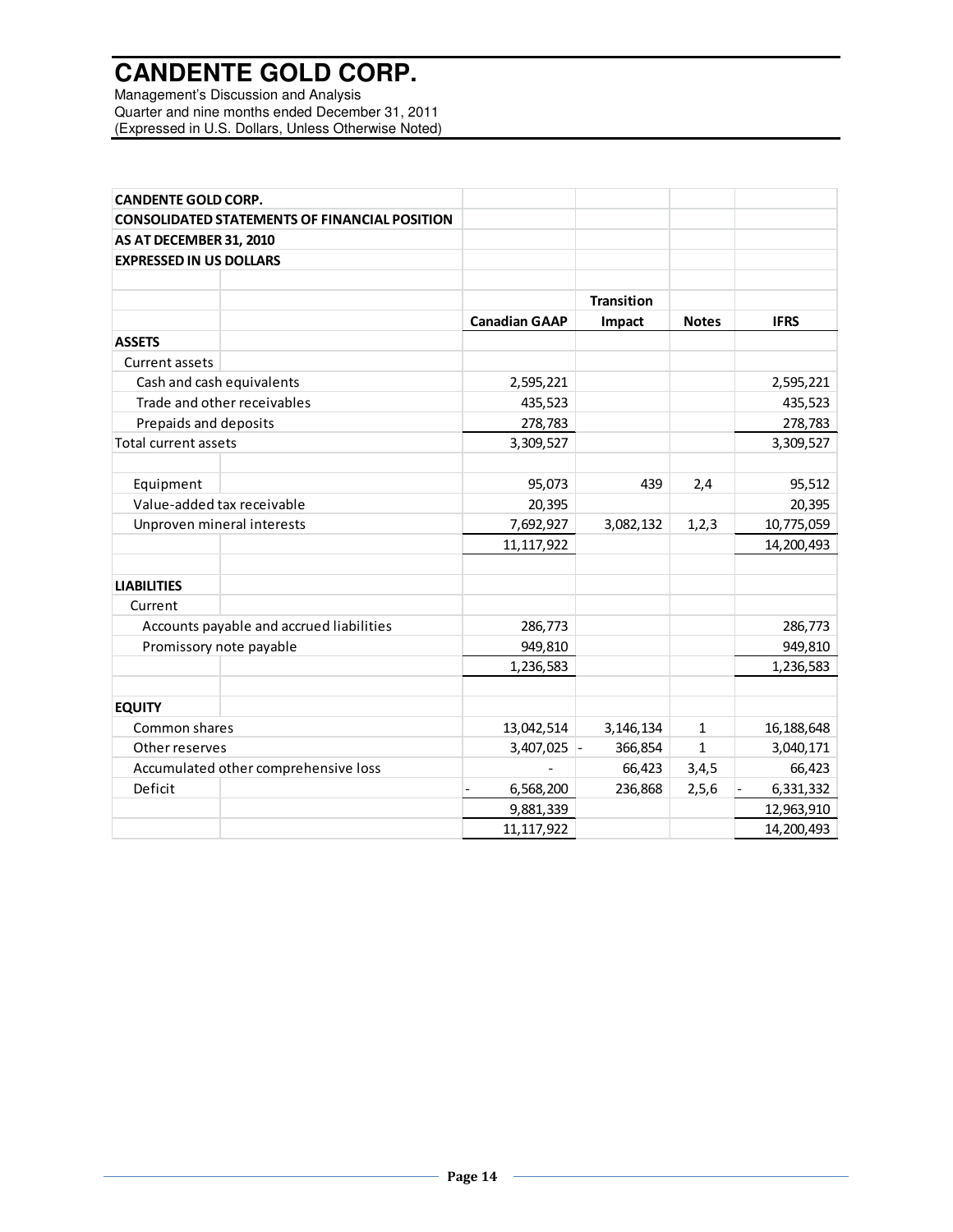# CANDENTE GOLD CORP.

Management's Discussion and Analysis
Quarter and nine months ended December 31, 2011
(Expressed in U.S. Dollars, Unless Otherwise Noted)

| CANDENTE GOLD CORP. | | | | |
|---|---|---|---|---|
| **CONSOLIDATED STATEMENTS OF FINANCIAL POSITION** | | | | |
| **AS AT DECEMBER 31, 2010** | | | | |
| **EXPRESSED IN US DOLLARS** | | | | |
| | | **Transition** | | |
| | **Canadian GAAP** | **Impact** | **Notes** | **IFRS** |
| **ASSETS** | | | | |
| Current assets | | | | |
| Cash and cash equivalents | 2,595,221 | | | 2,595,221 |
| Trade and other receivables | 435,523 | | | 435,523 |
| Prepaids and deposits | 278,783 | | | 278,783 |
| Total current assets | 3,309,527 | | | 3,309,527 |
| | | | | |
| Equipment | 95,073 | 439 | 2,4 | 95,512 |
| Value-added tax receivable | 20,395 | | | 20,395 |
| Unproven mineral interests | 7,692,927 | 3,082,132 | 1,2,3 | 10,775,059 |
| | 11,117,922 | | | 14,200,493 |
| | | | | |
| **LIABILITIES** | | | | |
| Current | | | | |
| Accounts payable and accrued liabilities | 286,773 | | | 286,773 |
| Promissory note payable | 949,810 | | | 949,810 |
| | 1,236,583 | | | 1,236,583 |
| | | | | |
| **EQUITY** | | | | |
| Common shares | 13,042,514 | 3,146,134 | 1 | 16,188,648 |
| Other reserves | 3,407,025 | - 366,854 | 1 | 3,040,171 |
| Accumulated other comprehensive loss | - | 66,423 | 3,4,5 | 66,423 |
| Deficit | - 6,568,200 | 236,868 | 2,5,6 | - 6,331,332 |
| | 9,881,339 | | | 12,963,910 |
| | 11,117,922 | | | 14,200,493 |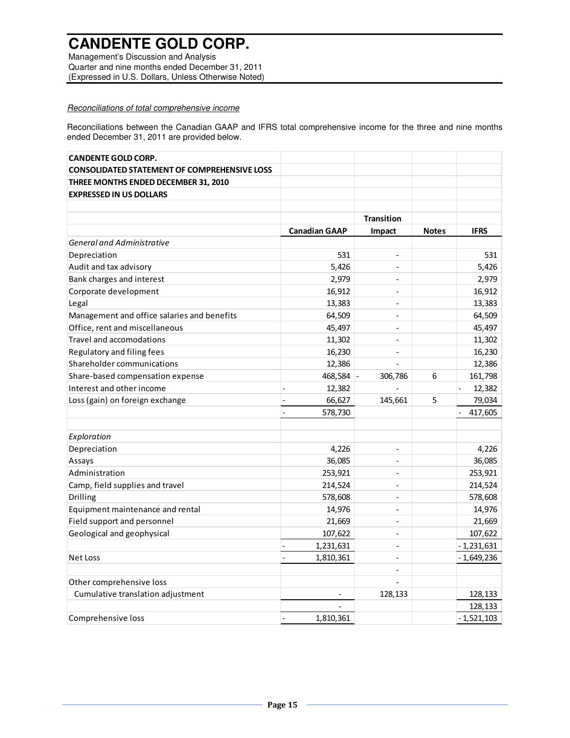*Reconciliations of total comprehensive income*

Reconciliations between the Canadian GAAP and IFRS total comprehensive income for the three and nine months ended December 31, 2011 are provided below.

| **CANDENTE GOLD CORP.** | | | | |
|---|---|---|---|---|
| **CONSOLIDATED STATEMENT OF COMPREHENSIVE LOSS** | | | | |
| **THREE MONTHS ENDED DECEMBER 31, 2010** | | | | |
| **EXPRESSED IN US DOLLARS** | | | | |
| | **Canadian GAAP** | **Transition Impact** | **Notes** | **IFRS** |
| *General and Administrative* | | | | |
| Depreciation | 531 | - | | 531 |
| Audit and tax advisory | 5,426 | - | | 5,426 |
| Bank charges and interest | 2,979 | - | | 2,979 |
| Corporate development | 16,912 | - | | 16,912 |
| Legal | 13,383 | - | | 13,383 |
| Management and office salaries and benefits | 64,509 | - | | 64,509 |
| Office, rent and miscellaneous | 45,497 | - | | 45,497 |
| Travel and accomodations | 11,302 | - | | 11,302 |
| Regulatory and filing fees | 16,230 | - | | 16,230 |
| Shareholder communications | 12,386 | - | | 12,386 |
| Share-based compensation expense | 468,584 | - 306,786 | 6 | 161,798 |
| Interest and other income | - 12,382 | - | | - 12,382 |
| Loss (gain) on foreign exchange | - 66,627 | 145,661 | 5 | 79,034 |
| | - 578,730 | | | - 417,605 |
| *Exploration* | | | | |
| Depreciation | 4,226 | - | | 4,226 |
| Assays | 36,085 | - | | 36,085 |
| Administration | 253,921 | - | | 253,921 |
| Camp, field supplies and travel | 214,524 | - | | 214,524 |
| Drilling | 578,608 | - | | 578,608 |
| Equipment maintenance and rental | 14,976 | - | | 14,976 |
| Field support and personnel | 21,669 | - | | 21,669 |
| Geological and geophysical | 107,622 | - | | 107,622 |
| | - 1,231,631 | - | | - 1,231,631 |
| Net Loss | - 1,810,361 | - | | - 1,649,236 |
| | | - | | |
| Other comprehensive loss | | - | | |
| Cumulative translation adjustment | - | 128,133 | | 128,133 |
| | - | | | 128,133 |
| Comprehensive loss | - 1,810,361 | | | - 1,521,103 |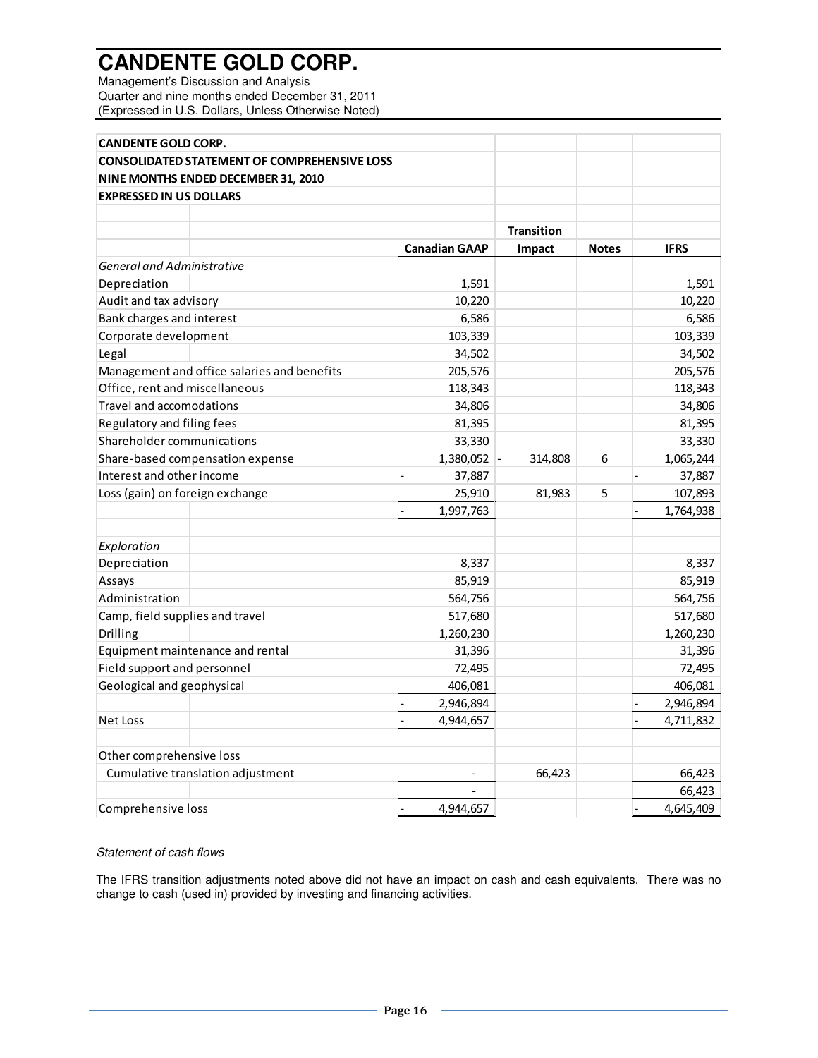| CANDENTE GOLD CORP. | | | | |
|---|---|---|---|---|
| **CONSOLIDATED STATEMENT OF COMPREHENSIVE LOSS** | | | | |
| **NINE MONTHS ENDED DECEMBER 31, 2010** | | | | |
| **EXPRESSED IN US DOLLARS** | | | | |
| | | **Transition** | | |
| | **Canadian GAAP** | **Impact** | **Notes** | **IFRS** |
| *General and Administrative* | | | | |
| Depreciation | 1,591 | | | 1,591 |
| Audit and tax advisory | 10,220 | | | 10,220 |
| Bank charges and interest | 6,586 | | | 6,586 |
| Corporate development | 103,339 | | | 103,339 |
| Legal | 34,502 | | | 34,502 |
| Management and office salaries and benefits | 205,576 | | | 205,576 |
| Office, rent and miscellaneous | 118,343 | | | 118,343 |
| Travel and accomodations | 34,806 | | | 34,806 |
| Regulatory and filing fees | 81,395 | | | 81,395 |
| Shareholder communications | 33,330 | | | 33,330 |
| Share-based compensation expense | 1,380,052 | - 314,808 | 6 | 1,065,244 |
| Interest and other income | - 37,887 | | | - 37,887 |
| Loss (gain) on foreign exchange | 25,910 | 81,983 | 5 | 107,893 |
| | - 1,997,763 | | | - 1,764,938 |
| | | | | |
| *Exploration* | | | | |
| Depreciation | 8,337 | | | 8,337 |
| Assays | 85,919 | | | 85,919 |
| Administration | 564,756 | | | 564,756 |
| Camp, field supplies and travel | 517,680 | | | 517,680 |
| Drilling | 1,260,230 | | | 1,260,230 |
| Equipment maintenance and rental | 31,396 | | | 31,396 |
| Field support and personnel | 72,495 | | | 72,495 |
| Geological and geophysical | 406,081 | | | 406,081 |
| | - 2,946,894 | | | - 2,946,894 |
| Net Loss | - 4,944,657 | | | - 4,711,832 |
| | | | | |
| Other comprehensive loss | | | | |
| Cumulative translation adjustment | - | 66,423 | | 66,423 |
| | - | | | 66,423 |
| Comprehensive loss | - 4,944,657 | | | - 4,645,409 |

*Statement of cash flows*

The IFRS transition adjustments noted above did not have an impact on cash and cash equivalents. There was no change to cash (used in) provided by investing and financing activities.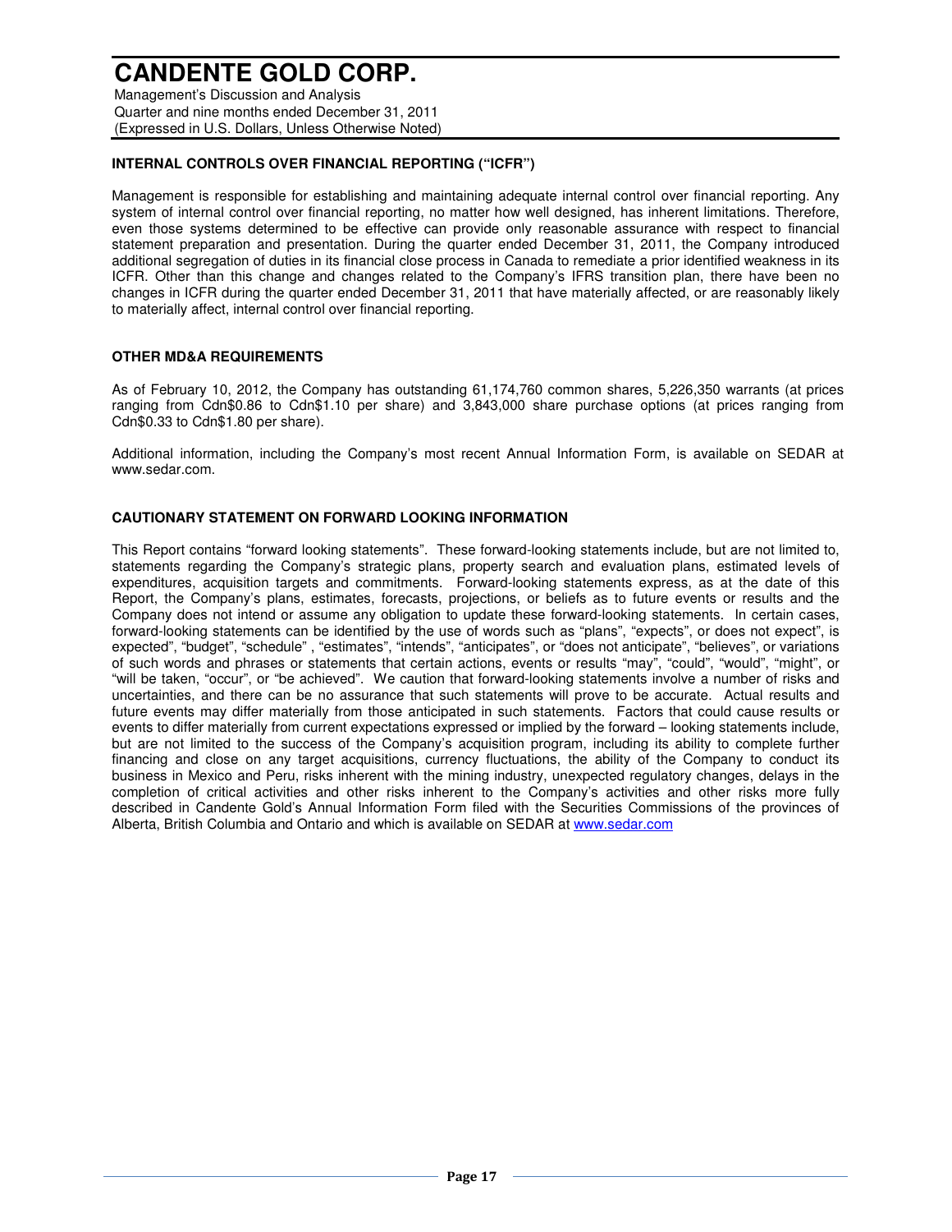## INTERNAL CONTROLS OVER FINANCIAL REPORTING ("ICFR")

Management is responsible for establishing and maintaining adequate internal control over financial reporting. Any system of internal control over financial reporting, no matter how well designed, has inherent limitations. Therefore, even those systems determined to be effective can provide only reasonable assurance with respect to financial statement preparation and presentation. During the quarter ended December 31, 2011, the Company introduced additional segregation of duties in its financial close process in Canada to remediate a prior identified weakness in its ICFR. Other than this change and changes related to the Company's IFRS transition plan, there have been no changes in ICFR during the quarter ended December 31, 2011 that have materially affected, or are reasonably likely to materially affect, internal control over financial reporting.

## OTHER MD&A REQUIREMENTS

As of February 10, 2012, the Company has outstanding 61,174,760 common shares, 5,226,350 warrants (at prices ranging from Cdn$0.86 to Cdn$1.10 per share) and 3,843,000 share purchase options (at prices ranging from Cdn$0.33 to Cdn$1.80 per share).

Additional information, including the Company's most recent Annual Information Form, is available on SEDAR at www.sedar.com.

## CAUTIONARY STATEMENT ON FORWARD LOOKING INFORMATION

This Report contains "forward looking statements". These forward-looking statements include, but are not limited to, statements regarding the Company's strategic plans, property search and evaluation plans, estimated levels of expenditures, acquisition targets and commitments. Forward-looking statements express, as at the date of this Report, the Company's plans, estimates, forecasts, projections, or beliefs as to future events or results and the Company does not intend or assume any obligation to update these forward-looking statements. In certain cases, forward-looking statements can be identified by the use of words such as "plans", "expects", or does not expect", is expected", "budget", "schedule" , "estimates", "intends", "anticipates", or "does not anticipate", "believes", or variations of such words and phrases or statements that certain actions, events or results "may", "could", "would", "might", or "will be taken, "occur", or "be achieved". We caution that forward-looking statements involve a number of risks and uncertainties, and there can be no assurance that such statements will prove to be accurate. Actual results and future events may differ materially from those anticipated in such statements. Factors that could cause results or events to differ materially from current expectations expressed or implied by the forward – looking statements include, but are not limited to the success of the Company's acquisition program, including its ability to complete further financing and close on any target acquisitions, currency fluctuations, the ability of the Company to conduct its business in Mexico and Peru, risks inherent with the mining industry, unexpected regulatory changes, delays in the completion of critical activities and other risks inherent to the Company's activities and other risks more fully described in Candente Gold's Annual Information Form filed with the Securities Commissions of the provinces of Alberta, British Columbia and Ontario and which is available on SEDAR at www.sedar.com